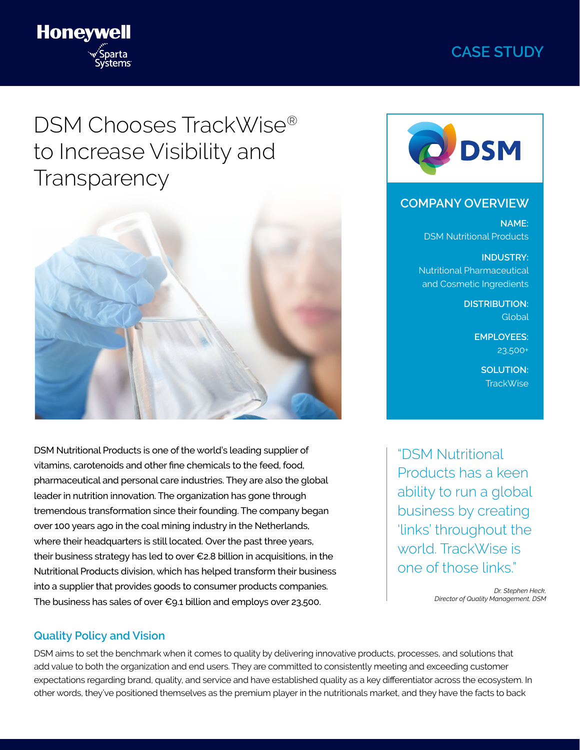CASE STUDY

# DSM Chooses TrackWise® to Increase Visibility and Transparency

## COMPANY OVERVIEW

**NAME:**
DSM Nutritional Products

**INDUSTRY:**
Nutritional Pharmaceutical and Cosmetic Ingredients

**DISTRIBUTION:**
Global

**EMPLOYEES:**
23,500+

**SOLUTION:**
TrackWise

DSM Nutritional Products is one of the world's leading supplier of vitamins, carotenoids and other fine chemicals to the feed, food, pharmaceutical and personal care industries. They are also the global leader in nutrition innovation. The organization has gone through tremendous transformation since their founding. The company began over 100 years ago in the coal mining industry in the Netherlands, where their headquarters is still located. Over the past three years, their business strategy has led to over €2.8 billion in acquisitions, in the Nutritional Products division, which has helped transform their business into a supplier that provides goods to consumer products companies. The business has sales of over €9.1 billion and employs over 23,500.

> "DSM Nutritional Products has a keen ability to run a global business by creating 'links' throughout the world. TrackWise is one of those links."
>
> *Dr. Stephen Heck, Director of Quality Management, DSM*

## Quality Policy and Vision

DSM aims to set the benchmark when it comes to quality by delivering innovative products, processes, and solutions that add value to both the organization and end users. They are committed to consistently meeting and exceeding customer expectations regarding brand, quality, and service and have established quality as a key differentiator across the ecosystem. In other words, they've positioned themselves as the premium player in the nutritionals market, and they have the facts to back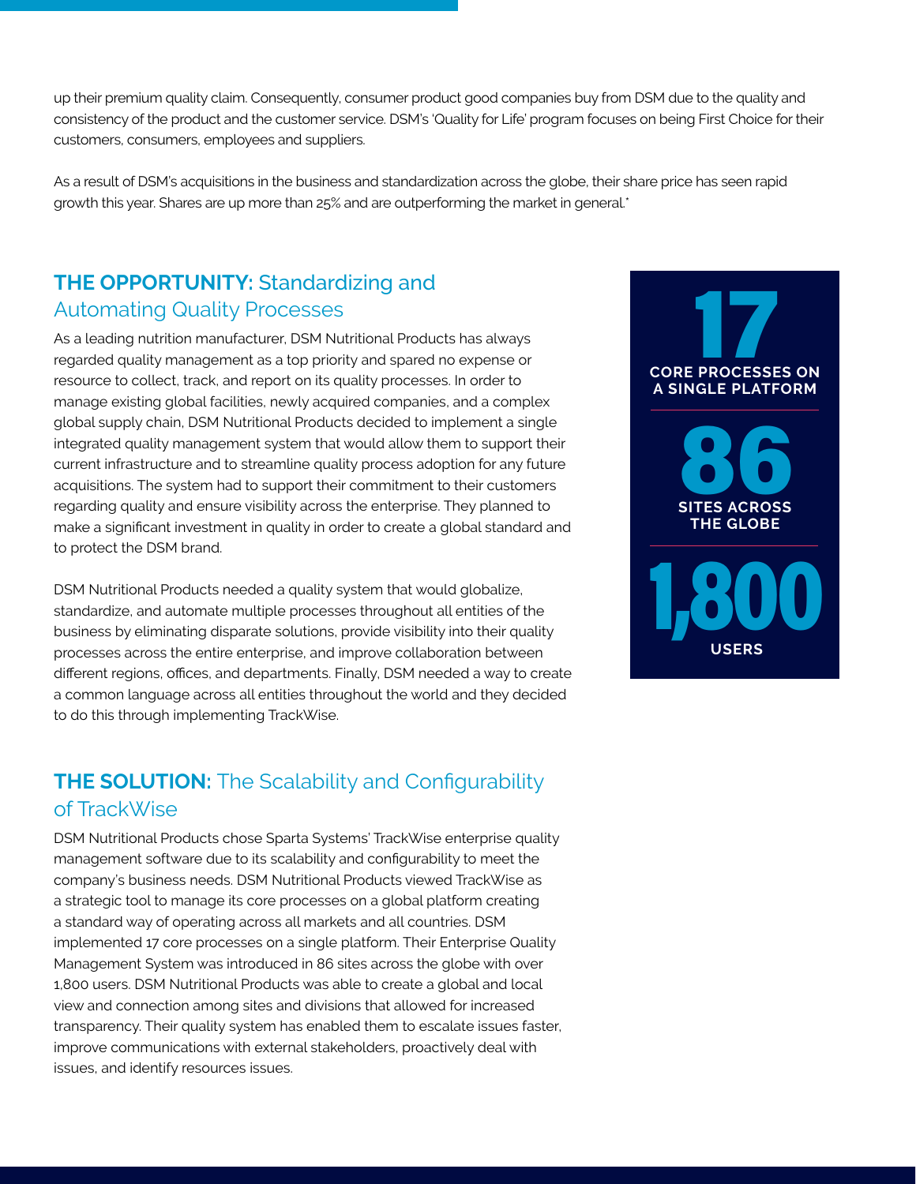up their premium quality claim. Consequently, consumer product good companies buy from DSM due to the quality and consistency of the product and the customer service. DSM's 'Quality for Life' program focuses on being First Choice for their customers, consumers, employees and suppliers.

As a result of DSM's acquisitions in the business and standardization across the globe, their share price has seen rapid growth this year. Shares are up more than 25% and are outperforming the market in general.*

## THE OPPORTUNITY: Standardizing and Automating Quality Processes

As a leading nutrition manufacturer, DSM Nutritional Products has always regarded quality management as a top priority and spared no expense or resource to collect, track, and report on its quality processes. In order to manage existing global facilities, newly acquired companies, and a complex global supply chain, DSM Nutritional Products decided to implement a single integrated quality management system that would allow them to support their current infrastructure and to streamline quality process adoption for any future acquisitions. The system had to support their commitment to their customers regarding quality and ensure visibility across the enterprise. They planned to make a significant investment in quality in order to create a global standard and to protect the DSM brand.

DSM Nutritional Products needed a quality system that would globalize, standardize, and automate multiple processes throughout all entities of the business by eliminating disparate solutions, provide visibility into their quality processes across the entire enterprise, and improve collaboration between different regions, offices, and departments. Finally, DSM needed a way to create a common language across all entities throughout the world and they decided to do this through implementing TrackWise.

**17**
**CORE PROCESSES ON A SINGLE PLATFORM**

**86**
**SITES ACROSS THE GLOBE**

**1,800**
**USERS**

## THE SOLUTION: The Scalability and Configurability of TrackWise

DSM Nutritional Products chose Sparta Systems' TrackWise enterprise quality management software due to its scalability and configurability to meet the company's business needs. DSM Nutritional Products viewed TrackWise as a strategic tool to manage its core processes on a global platform creating a standard way of operating across all markets and all countries. DSM implemented 17 core processes on a single platform. Their Enterprise Quality Management System was introduced in 86 sites across the globe with over 1,800 users. DSM Nutritional Products was able to create a global and local view and connection among sites and divisions that allowed for increased transparency. Their quality system has enabled them to escalate issues faster, improve communications with external stakeholders, proactively deal with issues, and identify resources issues.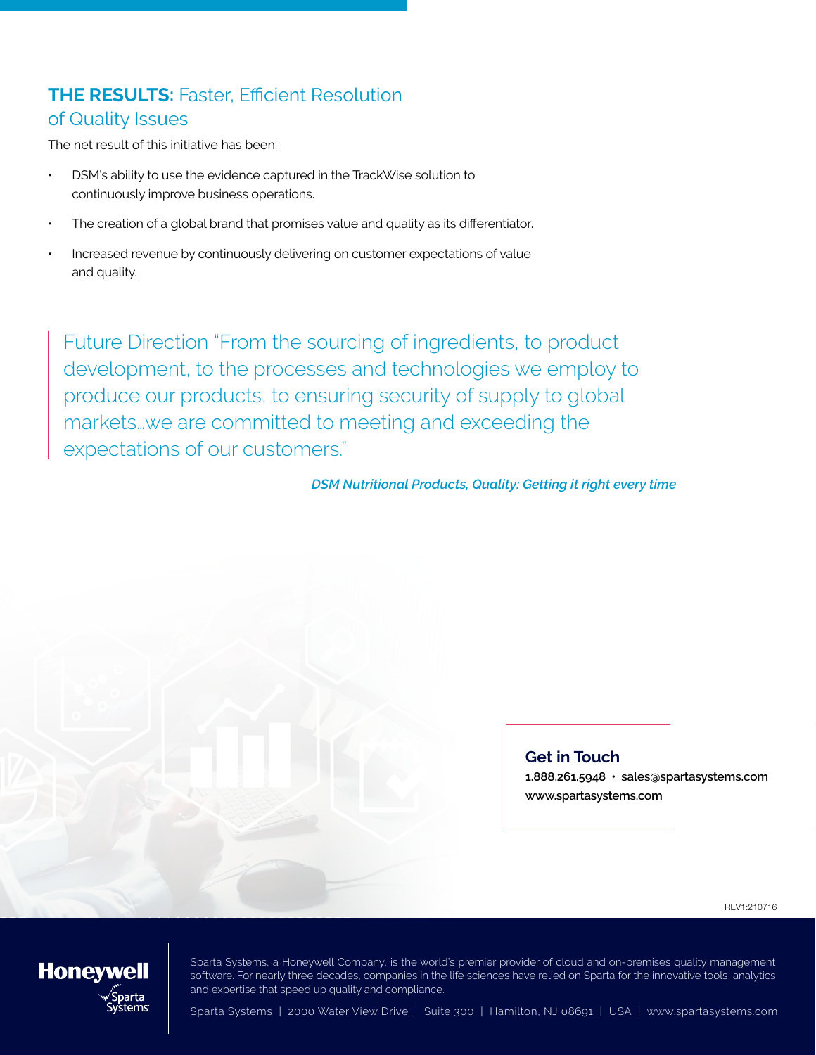## **THE RESULTS:** Faster, Efficient Resolution of Quality Issues

The net result of this initiative has been:

- DSM's ability to use the evidence captured in the TrackWise solution to continuously improve business operations.
- The creation of a global brand that promises value and quality as its differentiator.
- Increased revenue by continuously delivering on customer expectations of value and quality.

> Future Direction "From the sourcing of ingredients, to product development, to the processes and technologies we employ to produce our products, to ensuring security of supply to global markets...we are committed to meeting and exceeding the expectations of our customers."

***DSM Nutritional Products, Quality: Getting it right every time***

**Get in Touch**

**1.888.261.5948 • sales@spartasystems.com**

**www.spartasystems.com**

REV1:210716

Sparta Systems, a Honeywell Company, is the world's premier provider of cloud and on-premises quality management software. For nearly three decades, companies in the life sciences have relied on Sparta for the innovative tools, analytics and expertise that speed up quality and compliance.

Sparta Systems | 2000 Water View Drive | Suite 300 | Hamilton, NJ 08691 | USA | www.spartasystems.com